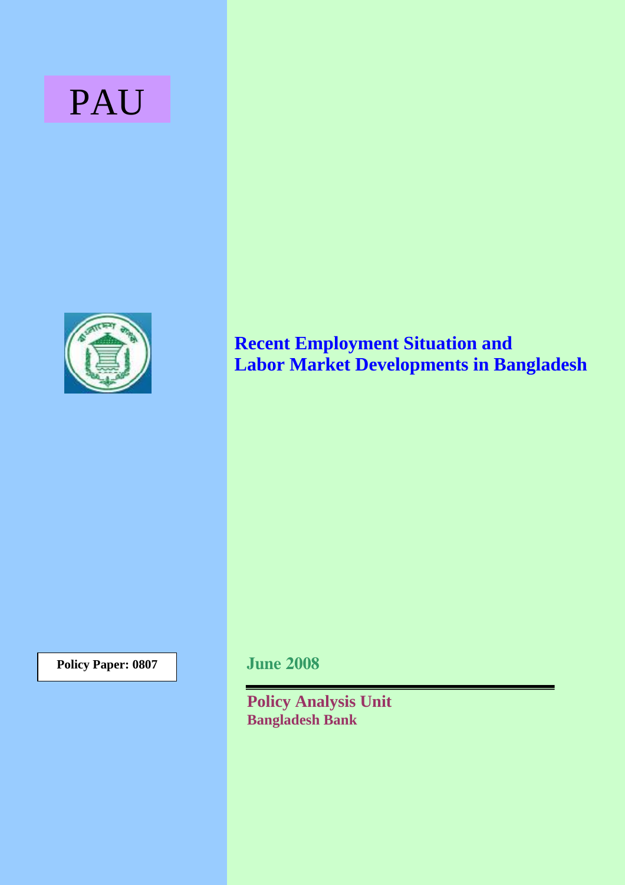PAU

# Recent Employment Situation and Labor Market Developments in Bangladesh

**Policy Paper: 0807**

**June 2008**

**Policy Analysis Unit**
**Bangladesh Bank**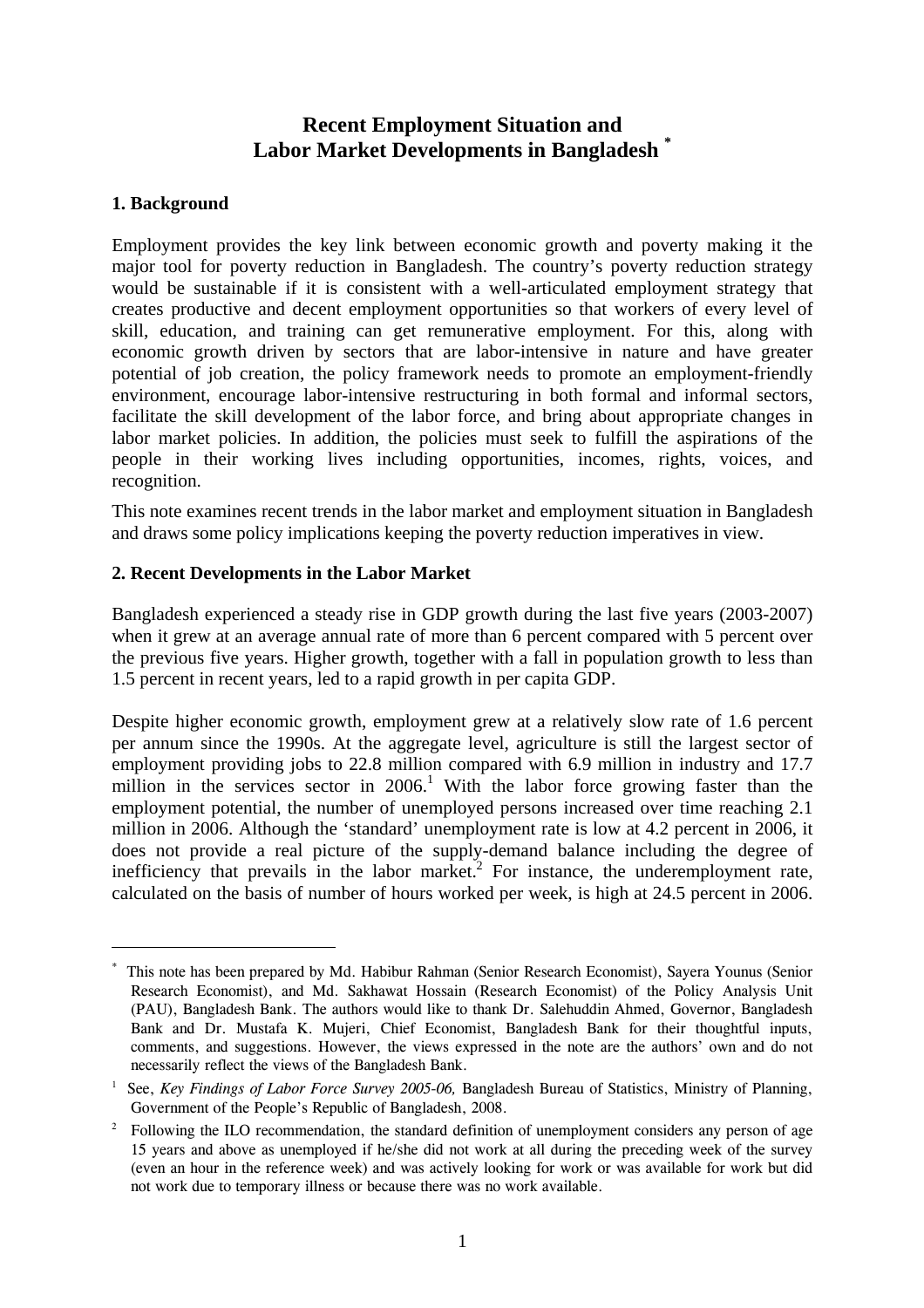# Recent Employment Situation and Labor Market Developments in Bangladesh [*]

## 1. Background

Employment provides the key link between economic growth and poverty making it the major tool for poverty reduction in Bangladesh. The country's poverty reduction strategy would be sustainable if it is consistent with a well-articulated employment strategy that creates productive and decent employment opportunities so that workers of every level of skill, education, and training can get remunerative employment. For this, along with economic growth driven by sectors that are labor-intensive in nature and have greater potential of job creation, the policy framework needs to promote an employment-friendly environment, encourage labor-intensive restructuring in both formal and informal sectors, facilitate the skill development of the labor force, and bring about appropriate changes in labor market policies. In addition, the policies must seek to fulfill the aspirations of the people in their working lives including opportunities, incomes, rights, voices, and recognition.

This note examines recent trends in the labor market and employment situation in Bangladesh and draws some policy implications keeping the poverty reduction imperatives in view.

## 2. Recent Developments in the Labor Market

Bangladesh experienced a steady rise in GDP growth during the last five years (2003-2007) when it grew at an average annual rate of more than 6 percent compared with 5 percent over the previous five years. Higher growth, together with a fall in population growth to less than 1.5 percent in recent years, led to a rapid growth in per capita GDP.

Despite higher economic growth, employment grew at a relatively slow rate of 1.6 percent per annum since the 1990s. At the aggregate level, agriculture is still the largest sector of employment providing jobs to 22.8 million compared with 6.9 million in industry and 17.7 million in the services sector in 2006.[1] With the labor force growing faster than the employment potential, the number of unemployed persons increased over time reaching 2.1 million in 2006. Although the 'standard' unemployment rate is low at 4.2 percent in 2006, it does not provide a real picture of the supply-demand balance including the degree of inefficiency that prevails in the labor market.[2] For instance, the underemployment rate, calculated on the basis of number of hours worked per week, is high at 24.5 percent in 2006.

---

[*] This note has been prepared by Md. Habibur Rahman (Senior Research Economist), Sayera Younus (Senior Research Economist), and Md. Sakhawat Hossain (Research Economist) of the Policy Analysis Unit (PAU), Bangladesh Bank. The authors would like to thank Dr. Salehuddin Ahmed, Governor, Bangladesh Bank and Dr. Mustafa K. Mujeri, Chief Economist, Bangladesh Bank for their thoughtful inputs, comments, and suggestions. However, the views expressed in the note are the authors' own and do not necessarily reflect the views of the Bangladesh Bank.

[1] See, *Key Findings of Labor Force Survey 2005-06,* Bangladesh Bureau of Statistics, Ministry of Planning, Government of the People's Republic of Bangladesh, 2008.

[2] Following the ILO recommendation, the standard definition of unemployment considers any person of age 15 years and above as unemployed if he/she did not work at all during the preceding week of the survey (even an hour in the reference week) and was actively looking for work or was available for work but did not work due to temporary illness or because there was no work available.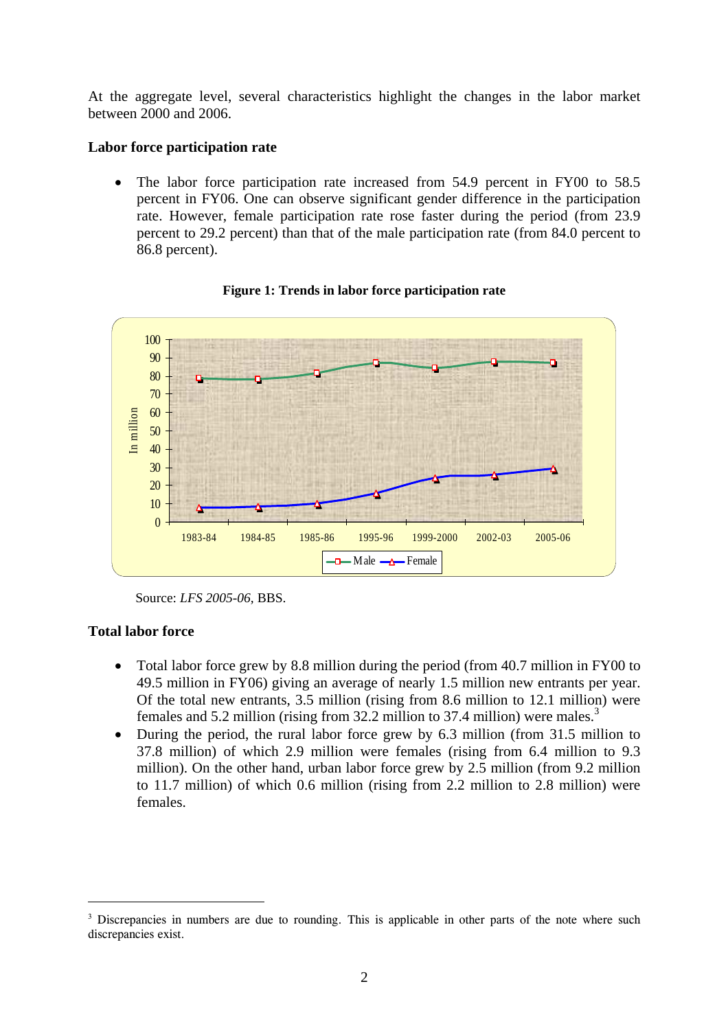At the aggregate level, several characteristics highlight the changes in the labor market between 2000 and 2006.

**Labor force participation rate**

- The labor force participation rate increased from 54.9 percent in FY00 to 58.5 percent in FY06. One can observe significant gender difference in the participation rate. However, female participation rate rose faster during the period (from 23.9 percent to 29.2 percent) than that of the male participation rate (from 84.0 percent to 86.8 percent).

**Figure 1: Trends in labor force participation rate**

Source: *LFS 2005-06*, BBS.

**Total labor force**

- Total labor force grew by 8.8 million during the period (from 40.7 million in FY00 to 49.5 million in FY06) giving an average of nearly 1.5 million new entrants per year. Of the total new entrants, 3.5 million (rising from 8.6 million to 12.1 million) were females and 5.2 million (rising from 32.2 million to 37.4 million) were males.[3]
- During the period, the rural labor force grew by 6.3 million (from 31.5 million to 37.8 million) of which 2.9 million were females (rising from 6.4 million to 9.3 million). On the other hand, urban labor force grew by 2.5 million (from 9.2 million to 11.7 million) of which 0.6 million (rising from 2.2 million to 2.8 million) were females.

---

[3] Discrepancies in numbers are due to rounding. This is applicable in other parts of the note where such discrepancies exist.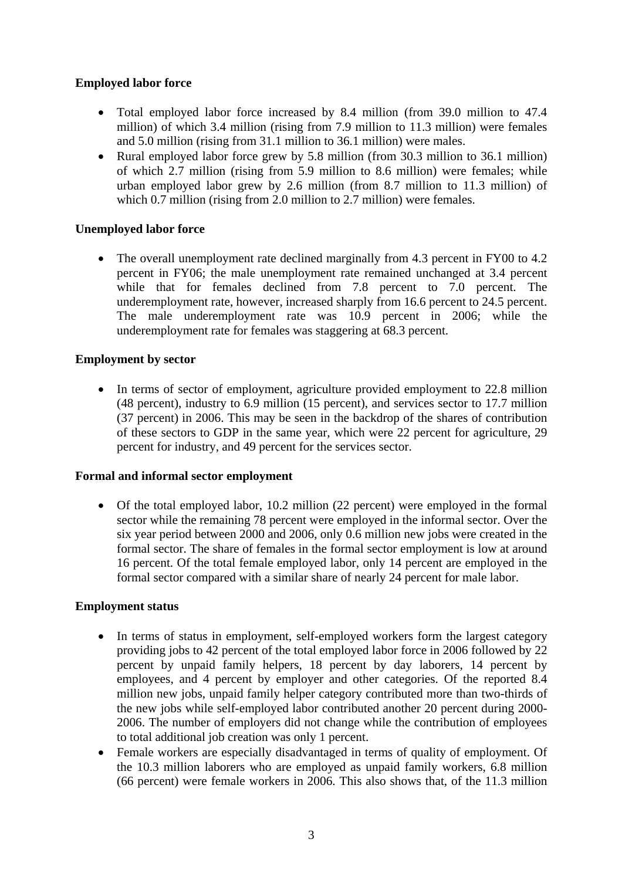**Employed labor force**

- Total employed labor force increased by 8.4 million (from 39.0 million to 47.4 million) of which 3.4 million (rising from 7.9 million to 11.3 million) were females and 5.0 million (rising from 31.1 million to 36.1 million) were males.
- Rural employed labor force grew by 5.8 million (from 30.3 million to 36.1 million) of which 2.7 million (rising from 5.9 million to 8.6 million) were females; while urban employed labor grew by 2.6 million (from 8.7 million to 11.3 million) of which 0.7 million (rising from 2.0 million to 2.7 million) were females.

**Unemployed labor force**

- The overall unemployment rate declined marginally from 4.3 percent in FY00 to 4.2 percent in FY06; the male unemployment rate remained unchanged at 3.4 percent while that for females declined from 7.8 percent to 7.0 percent. The underemployment rate, however, increased sharply from 16.6 percent to 24.5 percent. The male underemployment rate was 10.9 percent in 2006; while the underemployment rate for females was staggering at 68.3 percent.

**Employment by sector**

- In terms of sector of employment, agriculture provided employment to 22.8 million (48 percent), industry to 6.9 million (15 percent), and services sector to 17.7 million (37 percent) in 2006. This may be seen in the backdrop of the shares of contribution of these sectors to GDP in the same year, which were 22 percent for agriculture, 29 percent for industry, and 49 percent for the services sector.

**Formal and informal sector employment**

- Of the total employed labor, 10.2 million (22 percent) were employed in the formal sector while the remaining 78 percent were employed in the informal sector. Over the six year period between 2000 and 2006, only 0.6 million new jobs were created in the formal sector. The share of females in the formal sector employment is low at around 16 percent. Of the total female employed labor, only 14 percent are employed in the formal sector compared with a similar share of nearly 24 percent for male labor.

**Employment status**

- In terms of status in employment, self-employed workers form the largest category providing jobs to 42 percent of the total employed labor force in 2006 followed by 22 percent by unpaid family helpers, 18 percent by day laborers, 14 percent by employees, and 4 percent by employer and other categories. Of the reported 8.4 million new jobs, unpaid family helper category contributed more than two-thirds of the new jobs while self-employed labor contributed another 20 percent during 2000-2006. The number of employers did not change while the contribution of employees to total additional job creation was only 1 percent.
- Female workers are especially disadvantaged in terms of quality of employment. Of the 10.3 million laborers who are employed as unpaid family workers, 6.8 million (66 percent) were female workers in 2006. This also shows that, of the 11.3 million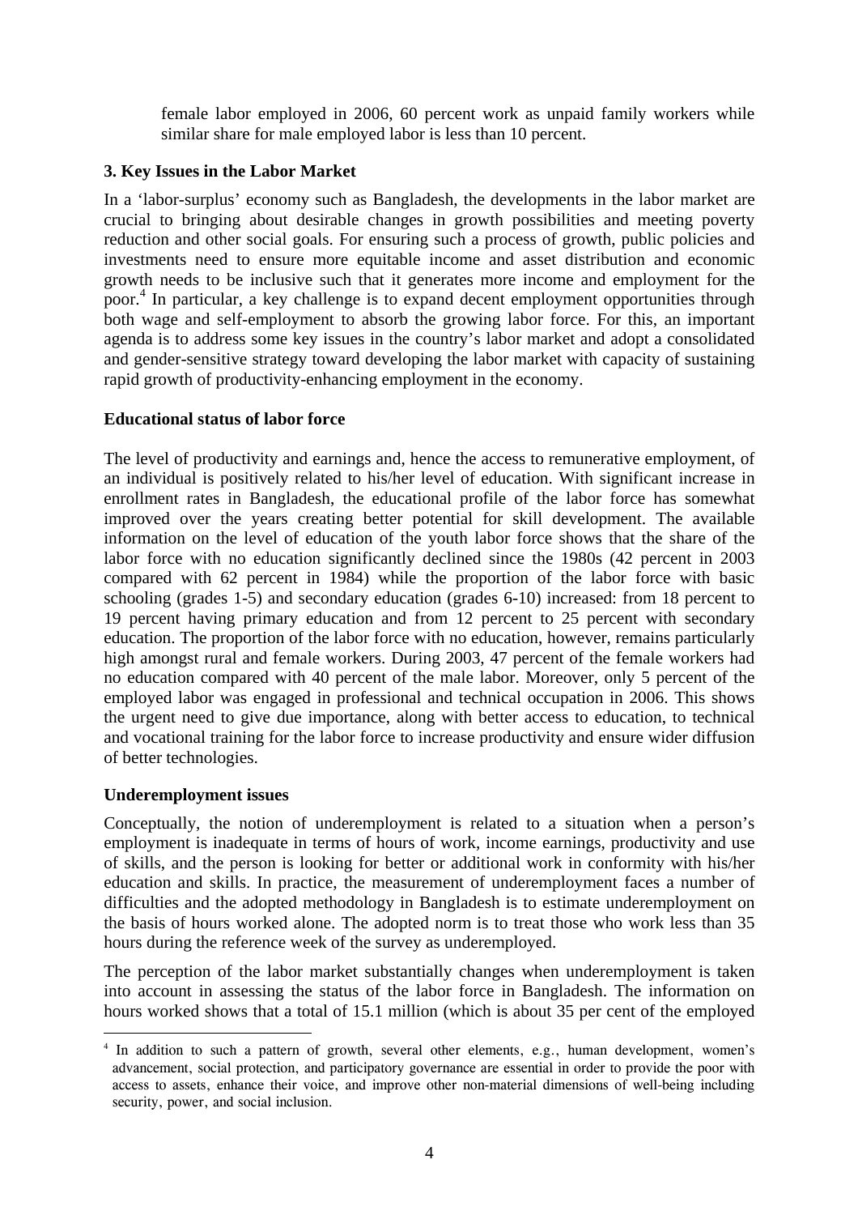female labor employed in 2006, 60 percent work as unpaid family workers while similar share for male employed labor is less than 10 percent.

## 3. Key Issues in the Labor Market

In a 'labor-surplus' economy such as Bangladesh, the developments in the labor market are crucial to bringing about desirable changes in growth possibilities and meeting poverty reduction and other social goals. For ensuring such a process of growth, public policies and investments need to ensure more equitable income and asset distribution and economic growth needs to be inclusive such that it generates more income and employment for the poor.[4] In particular, a key challenge is to expand decent employment opportunities through both wage and self-employment to absorb the growing labor force. For this, an important agenda is to address some key issues in the country's labor market and adopt a consolidated and gender-sensitive strategy toward developing the labor market with capacity of sustaining rapid growth of productivity-enhancing employment in the economy.

### Educational status of labor force

The level of productivity and earnings and, hence the access to remunerative employment, of an individual is positively related to his/her level of education. With significant increase in enrollment rates in Bangladesh, the educational profile of the labor force has somewhat improved over the years creating better potential for skill development. The available information on the level of education of the youth labor force shows that the share of the labor force with no education significantly declined since the 1980s (42 percent in 2003 compared with 62 percent in 1984) while the proportion of the labor force with basic schooling (grades 1-5) and secondary education (grades 6-10) increased: from 18 percent to 19 percent having primary education and from 12 percent to 25 percent with secondary education. The proportion of the labor force with no education, however, remains particularly high amongst rural and female workers. During 2003, 47 percent of the female workers had no education compared with 40 percent of the male labor. Moreover, only 5 percent of the employed labor was engaged in professional and technical occupation in 2006. This shows the urgent need to give due importance, along with better access to education, to technical and vocational training for the labor force to increase productivity and ensure wider diffusion of better technologies.

### Underemployment issues

Conceptually, the notion of underemployment is related to a situation when a person's employment is inadequate in terms of hours of work, income earnings, productivity and use of skills, and the person is looking for better or additional work in conformity with his/her education and skills. In practice, the measurement of underemployment faces a number of difficulties and the adopted methodology in Bangladesh is to estimate underemployment on the basis of hours worked alone. The adopted norm is to treat those who work less than 35 hours during the reference week of the survey as underemployed.

The perception of the labor market substantially changes when underemployment is taken into account in assessing the status of the labor force in Bangladesh. The information on hours worked shows that a total of 15.1 million (which is about 35 per cent of the employed

---

[4] In addition to such a pattern of growth, several other elements, e.g., human development, women's advancement, social protection, and participatory governance are essential in order to provide the poor with access to assets, enhance their voice, and improve other non-material dimensions of well-being including security, power, and social inclusion.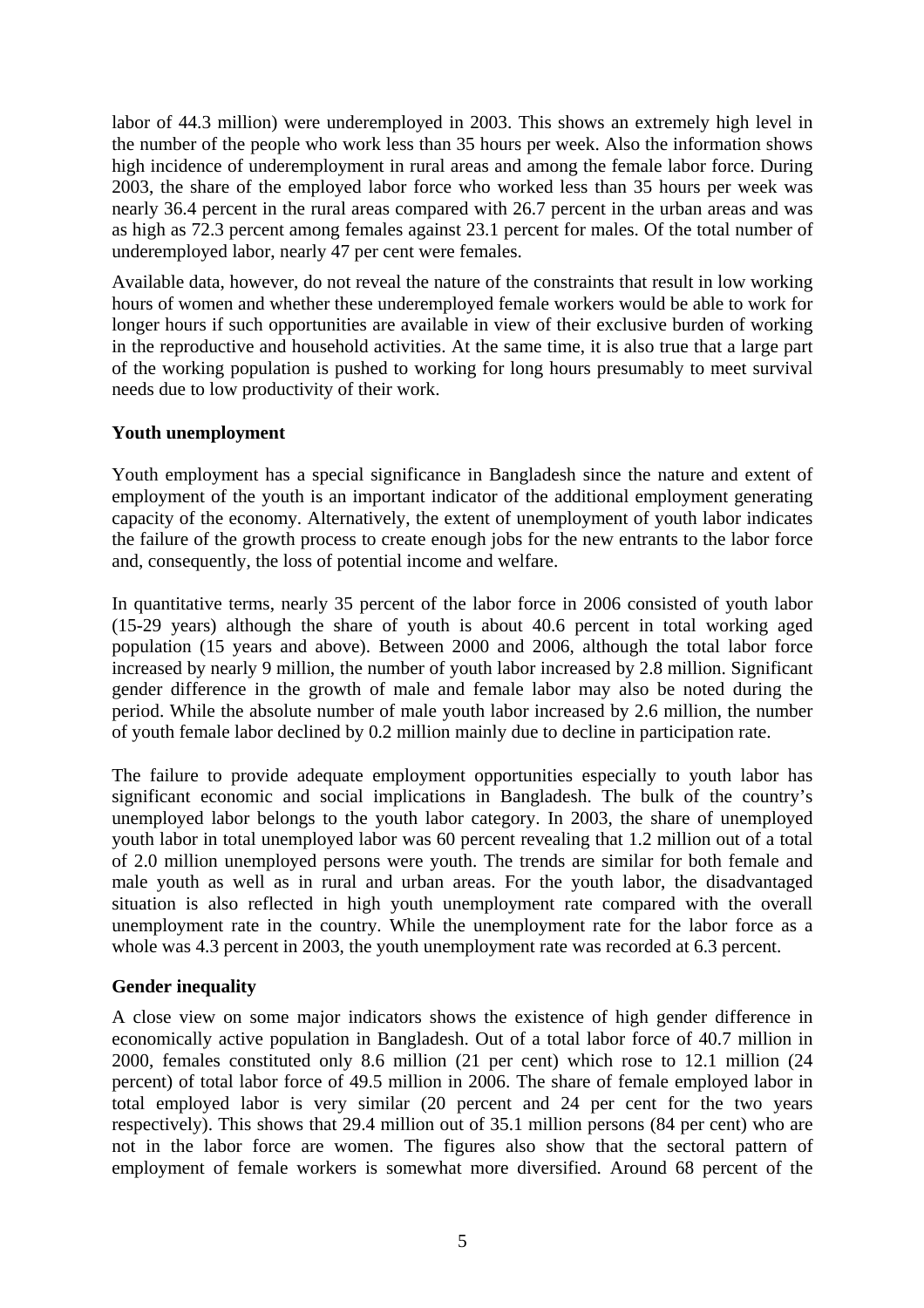labor of 44.3 million) were underemployed in 2003. This shows an extremely high level in the number of the people who work less than 35 hours per week. Also the information shows high incidence of underemployment in rural areas and among the female labor force. During 2003, the share of the employed labor force who worked less than 35 hours per week was nearly 36.4 percent in the rural areas compared with 26.7 percent in the urban areas and was as high as 72.3 percent among females against 23.1 percent for males. Of the total number of underemployed labor, nearly 47 per cent were females.

Available data, however, do not reveal the nature of the constraints that result in low working hours of women and whether these underemployed female workers would be able to work for longer hours if such opportunities are available in view of their exclusive burden of working in the reproductive and household activities. At the same time, it is also true that a large part of the working population is pushed to working for long hours presumably to meet survival needs due to low productivity of their work.

**Youth unemployment**

Youth employment has a special significance in Bangladesh since the nature and extent of employment of the youth is an important indicator of the additional employment generating capacity of the economy. Alternatively, the extent of unemployment of youth labor indicates the failure of the growth process to create enough jobs for the new entrants to the labor force and, consequently, the loss of potential income and welfare.

In quantitative terms, nearly 35 percent of the labor force in 2006 consisted of youth labor (15-29 years) although the share of youth is about 40.6 percent in total working aged population (15 years and above). Between 2000 and 2006, although the total labor force increased by nearly 9 million, the number of youth labor increased by 2.8 million. Significant gender difference in the growth of male and female labor may also be noted during the period. While the absolute number of male youth labor increased by 2.6 million, the number of youth female labor declined by 0.2 million mainly due to decline in participation rate.

The failure to provide adequate employment opportunities especially to youth labor has significant economic and social implications in Bangladesh. The bulk of the country's unemployed labor belongs to the youth labor category. In 2003, the share of unemployed youth labor in total unemployed labor was 60 percent revealing that 1.2 million out of a total of 2.0 million unemployed persons were youth. The trends are similar for both female and male youth as well as in rural and urban areas. For the youth labor, the disadvantaged situation is also reflected in high youth unemployment rate compared with the overall unemployment rate in the country. While the unemployment rate for the labor force as a whole was 4.3 percent in 2003, the youth unemployment rate was recorded at 6.3 percent.

**Gender inequality**

A close view on some major indicators shows the existence of high gender difference in economically active population in Bangladesh. Out of a total labor force of 40.7 million in 2000, females constituted only 8.6 million (21 per cent) which rose to 12.1 million (24 percent) of total labor force of 49.5 million in 2006. The share of female employed labor in total employed labor is very similar (20 percent and 24 per cent for the two years respectively). This shows that 29.4 million out of 35.1 million persons (84 per cent) who are not in the labor force are women. The figures also show that the sectoral pattern of employment of female workers is somewhat more diversified. Around 68 percent of the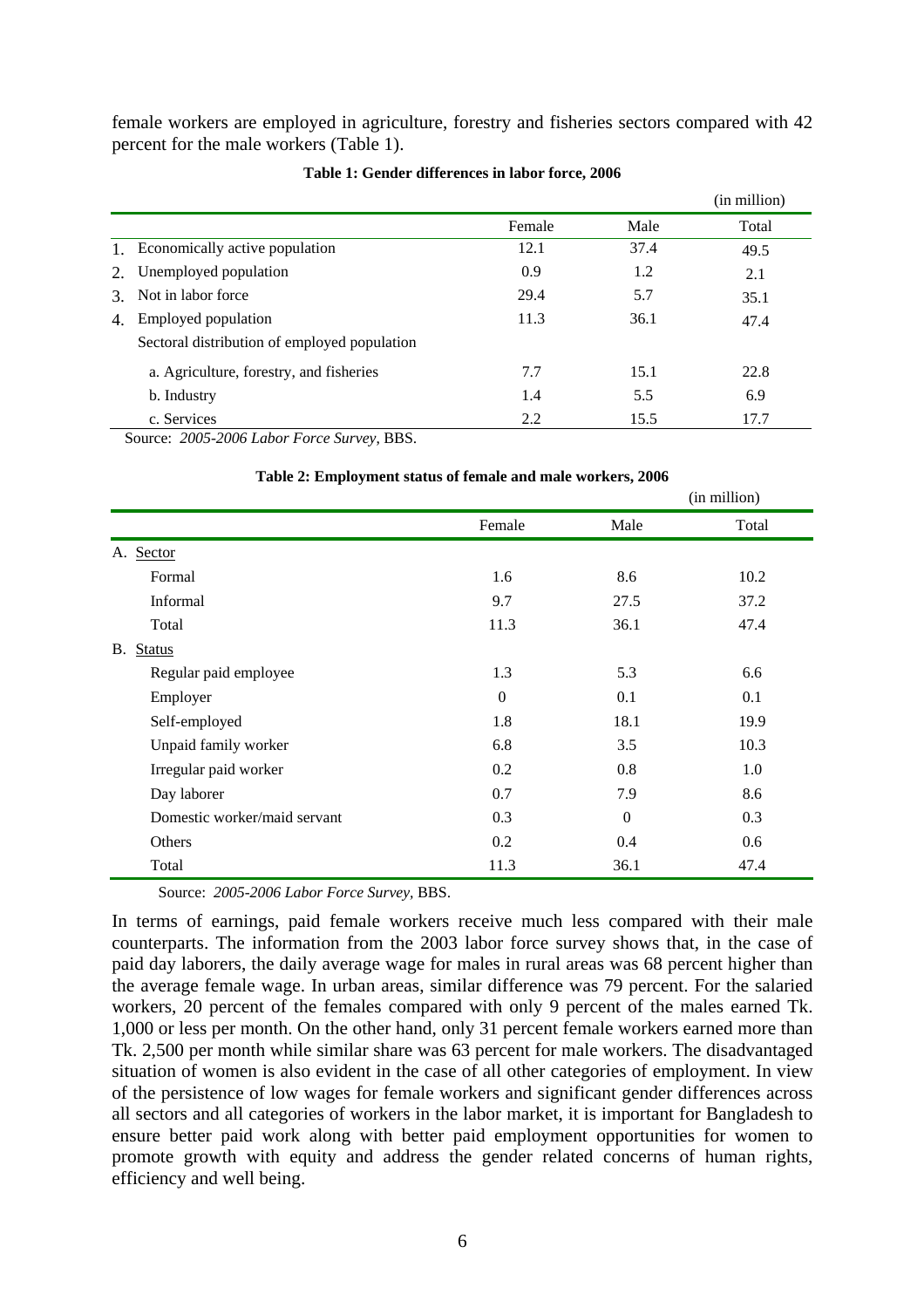female workers are employed in agriculture, forestry and fisheries sectors compared with 42 percent for the male workers (Table 1).

**Table 1: Gender differences in labor force, 2006**

(in million)

| | Female | Male | Total |
|---|---|---|---|
| 1. Economically active population | 12.1 | 37.4 | 49.5 |
| 2. Unemployed population | 0.9 | 1.2 | 2.1 |
| 3. Not in labor force | 29.4 | 5.7 | 35.1 |
| 4. Employed population | 11.3 | 36.1 | 47.4 |
| Sectoral distribution of employed population | | | |
| a. Agriculture, forestry, and fisheries | 7.7 | 15.1 | 22.8 |
| b. Industry | 1.4 | 5.5 | 6.9 |
| c. Services | 2.2 | 15.5 | 17.7 |

Source: *2005-2006 Labor Force Survey*, BBS.

**Table 2: Employment status of female and male workers, 2006**

(in million)

| | Female | Male | Total |
|---|---|---|---|
| A. Sector | | | |
| Formal | 1.6 | 8.6 | 10.2 |
| Informal | 9.7 | 27.5 | 37.2 |
| Total | 11.3 | 36.1 | 47.4 |
| B. Status | | | |
| Regular paid employee | 1.3 | 5.3 | 6.6 |
| Employer | 0 | 0.1 | 0.1 |
| Self-employed | 1.8 | 18.1 | 19.9 |
| Unpaid family worker | 6.8 | 3.5 | 10.3 |
| Irregular paid worker | 0.2 | 0.8 | 1.0 |
| Day laborer | 0.7 | 7.9 | 8.6 |
| Domestic worker/maid servant | 0.3 | 0 | 0.3 |
| Others | 0.2 | 0.4 | 0.6 |
| Total | 11.3 | 36.1 | 47.4 |

Source: *2005-2006 Labor Force Survey*, BBS.

In terms of earnings, paid female workers receive much less compared with their male counterparts. The information from the 2003 labor force survey shows that, in the case of paid day laborers, the daily average wage for males in rural areas was 68 percent higher than the average female wage. In urban areas, similar difference was 79 percent. For the salaried workers, 20 percent of the females compared with only 9 percent of the males earned Tk. 1,000 or less per month. On the other hand, only 31 percent female workers earned more than Tk. 2,500 per month while similar share was 63 percent for male workers. The disadvantaged situation of women is also evident in the case of all other categories of employment. In view of the persistence of low wages for female workers and significant gender differences across all sectors and all categories of workers in the labor market, it is important for Bangladesh to ensure better paid work along with better paid employment opportunities for women to promote growth with equity and address the gender related concerns of human rights, efficiency and well being.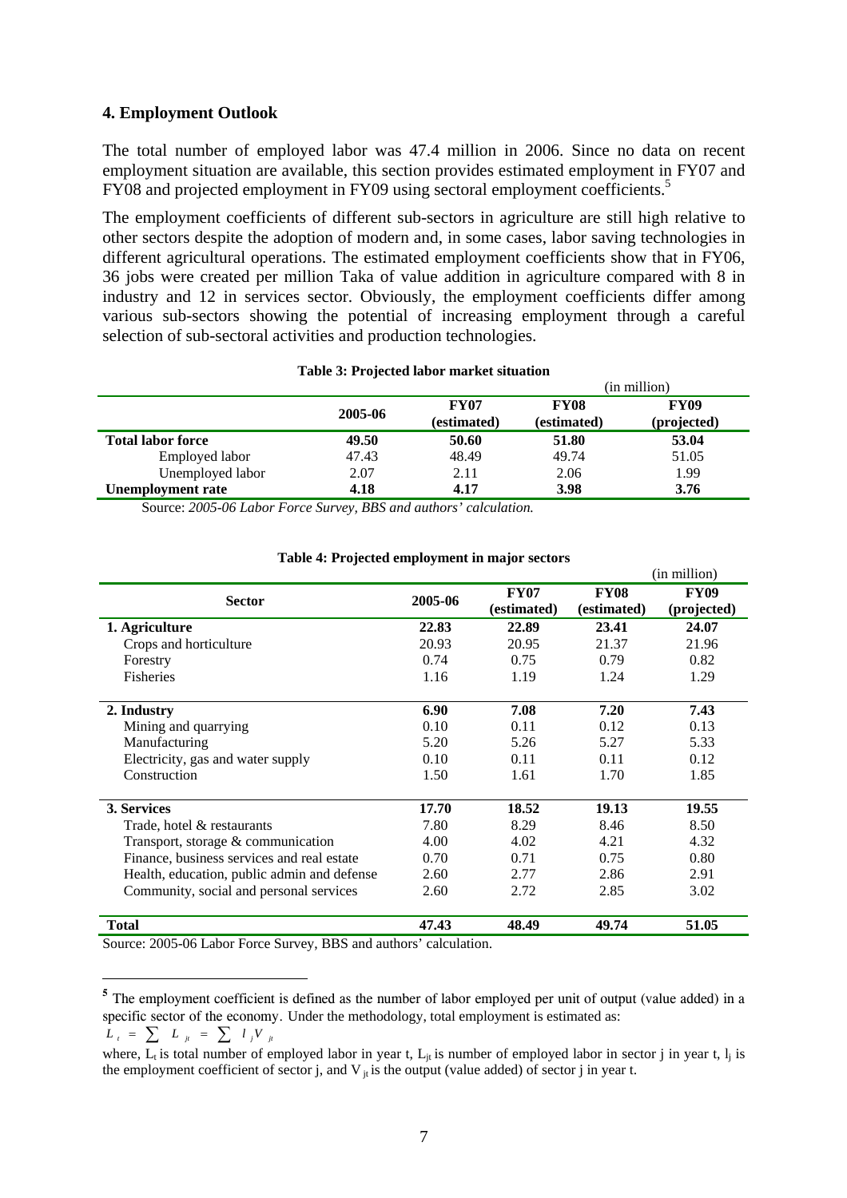## 4. Employment Outlook

The total number of employed labor was 47.4 million in 2006. Since no data on recent employment situation are available, this section provides estimated employment in FY07 and FY08 and projected employment in FY09 using sectoral employment coefficients.[5]

The employment coefficients of different sub-sectors in agriculture are still high relative to other sectors despite the adoption of modern and, in some cases, labor saving technologies in different agricultural operations. The estimated employment coefficients show that in FY06, 36 jobs were created per million Taka of value addition in agriculture compared with 8 in industry and 12 in services sector. Obviously, the employment coefficients differ among various sub-sectors showing the potential of increasing employment through a careful selection of sub-sectoral activities and production technologies.

**Table 3: Projected labor market situation**

(in million)

| | 2005-06 | FY07 (estimated) | FY08 (estimated) | FY09 (projected) |
|---|---|---|---|---|
| **Total labor force** | **49.50** | **50.60** | **51.80** | **53.04** |
| Employed labor | 47.43 | 48.49 | 49.74 | 51.05 |
| Unemployed labor | 2.07 | 2.11 | 2.06 | 1.99 |
| **Unemployment rate** | **4.18** | **4.17** | **3.98** | **3.76** |

Source: *2005-06 Labor Force Survey, BBS and authors' calculation.*

**Table 4: Projected employment in major sectors**

(in million)

| Sector | 2005-06 | FY07 (estimated) | FY08 (estimated) | FY09 (projected) |
|---|---|---|---|---|
| **1. Agriculture** | **22.83** | **22.89** | **23.41** | **24.07** |
| Crops and horticulture | 20.93 | 20.95 | 21.37 | 21.96 |
| Forestry | 0.74 | 0.75 | 0.79 | 0.82 |
| Fisheries | 1.16 | 1.19 | 1.24 | 1.29 |
| **2. Industry** | **6.90** | **7.08** | **7.20** | **7.43** |
| Mining and quarrying | 0.10 | 0.11 | 0.12 | 0.13 |
| Manufacturing | 5.20 | 5.26 | 5.27 | 5.33 |
| Electricity, gas and water supply | 0.10 | 0.11 | 0.11 | 0.12 |
| Construction | 1.50 | 1.61 | 1.70 | 1.85 |
| **3. Services** | **17.70** | **18.52** | **19.13** | **19.55** |
| Trade, hotel & restaurants | 7.80 | 8.29 | 8.46 | 8.50 |
| Transport, storage & communication | 4.00 | 4.02 | 4.21 | 4.32 |
| Finance, business services and real estate | 0.70 | 0.71 | 0.75 | 0.80 |
| Health, education, public admin and defense | 2.60 | 2.77 | 2.86 | 2.91 |
| Community, social and personal services | 2.60 | 2.72 | 2.85 | 3.02 |
| **Total** | **47.43** | **48.49** | **49.74** | **51.05** |

Source: 2005-06 Labor Force Survey, BBS and authors' calculation.

[5] The employment coefficient is defined as the number of labor employed per unit of output (value added) in a specific sector of the economy. Under the methodology, total employment is estimated as:

$$L_t = \sum L_{jt} = \sum l_j V_{jt}$$

where, $L_t$ is total number of employed labor in year t, $L_{jt}$ is number of employed labor in sector j in year t, $l_j$ is the employment coefficient of sector j, and $V_{jt}$ is the output (value added) of sector j in year t.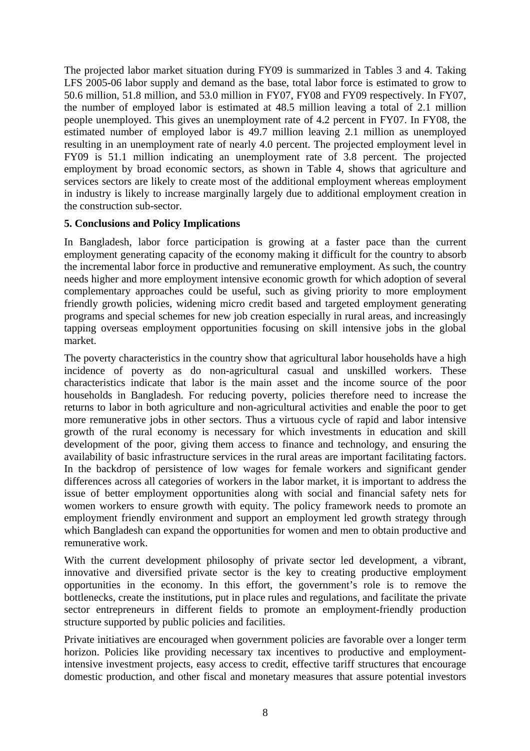The projected labor market situation during FY09 is summarized in Tables 3 and 4. Taking LFS 2005-06 labor supply and demand as the base, total labor force is estimated to grow to 50.6 million, 51.8 million, and 53.0 million in FY07, FY08 and FY09 respectively. In FY07, the number of employed labor is estimated at 48.5 million leaving a total of 2.1 million people unemployed. This gives an unemployment rate of 4.2 percent in FY07. In FY08, the estimated number of employed labor is 49.7 million leaving 2.1 million as unemployed resulting in an unemployment rate of nearly 4.0 percent. The projected employment level in FY09 is 51.1 million indicating an unemployment rate of 3.8 percent. The projected employment by broad economic sectors, as shown in Table 4, shows that agriculture and services sectors are likely to create most of the additional employment whereas employment in industry is likely to increase marginally largely due to additional employment creation in the construction sub-sector.

## 5. Conclusions and Policy Implications

In Bangladesh, labor force participation is growing at a faster pace than the current employment generating capacity of the economy making it difficult for the country to absorb the incremental labor force in productive and remunerative employment. As such, the country needs higher and more employment intensive economic growth for which adoption of several complementary approaches could be useful, such as giving priority to more employment friendly growth policies, widening micro credit based and targeted employment generating programs and special schemes for new job creation especially in rural areas, and increasingly tapping overseas employment opportunities focusing on skill intensive jobs in the global market.

The poverty characteristics in the country show that agricultural labor households have a high incidence of poverty as do non-agricultural casual and unskilled workers. These characteristics indicate that labor is the main asset and the income source of the poor households in Bangladesh. For reducing poverty, policies therefore need to increase the returns to labor in both agriculture and non-agricultural activities and enable the poor to get more remunerative jobs in other sectors. Thus a virtuous cycle of rapid and labor intensive growth of the rural economy is necessary for which investments in education and skill development of the poor, giving them access to finance and technology, and ensuring the availability of basic infrastructure services in the rural areas are important facilitating factors. In the backdrop of persistence of low wages for female workers and significant gender differences across all categories of workers in the labor market, it is important to address the issue of better employment opportunities along with social and financial safety nets for women workers to ensure growth with equity. The policy framework needs to promote an employment friendly environment and support an employment led growth strategy through which Bangladesh can expand the opportunities for women and men to obtain productive and remunerative work.

With the current development philosophy of private sector led development, a vibrant, innovative and diversified private sector is the key to creating productive employment opportunities in the economy. In this effort, the government's role is to remove the bottlenecks, create the institutions, put in place rules and regulations, and facilitate the private sector entrepreneurs in different fields to promote an employment-friendly production structure supported by public policies and facilities.

Private initiatives are encouraged when government policies are favorable over a longer term horizon. Policies like providing necessary tax incentives to productive and employment-intensive investment projects, easy access to credit, effective tariff structures that encourage domestic production, and other fiscal and monetary measures that assure potential investors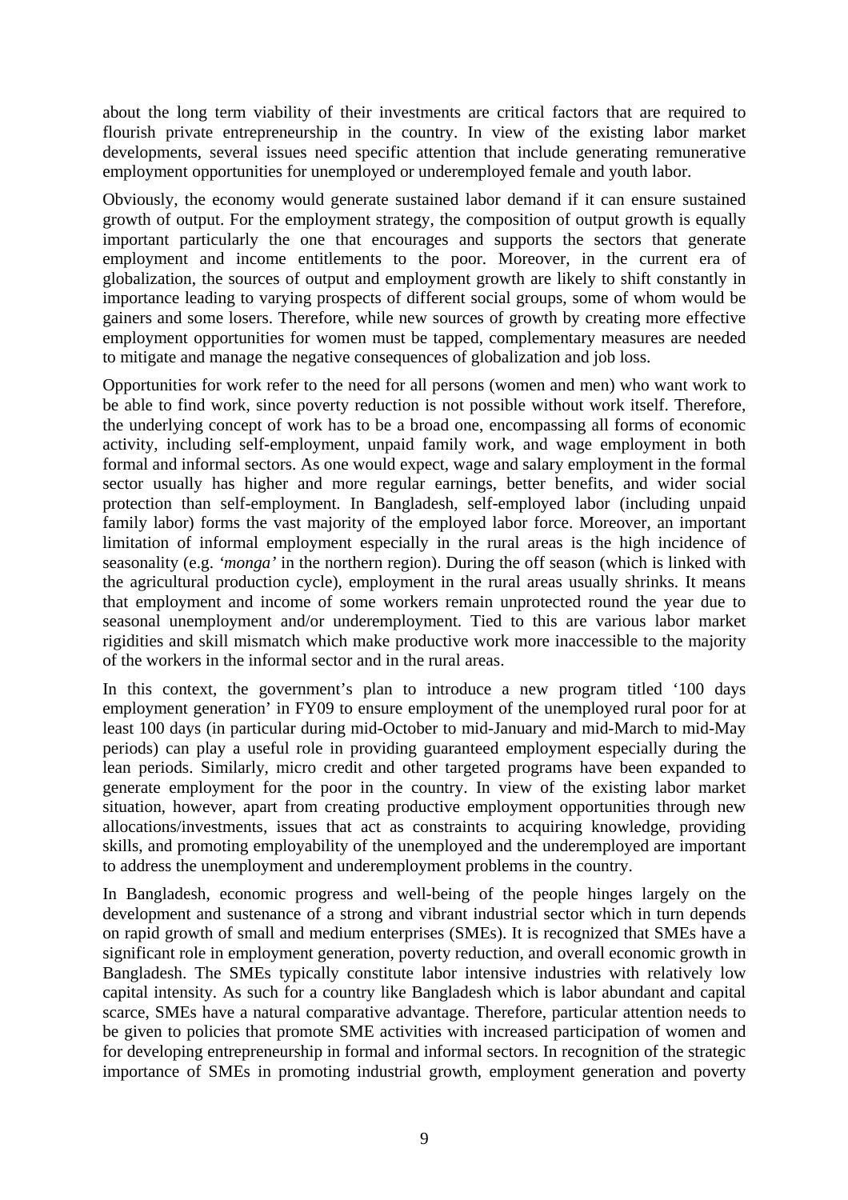about the long term viability of their investments are critical factors that are required to flourish private entrepreneurship in the country. In view of the existing labor market developments, several issues need specific attention that include generating remunerative employment opportunities for unemployed or underemployed female and youth labor.

Obviously, the economy would generate sustained labor demand if it can ensure sustained growth of output. For the employment strategy, the composition of output growth is equally important particularly the one that encourages and supports the sectors that generate employment and income entitlements to the poor. Moreover, in the current era of globalization, the sources of output and employment growth are likely to shift constantly in importance leading to varying prospects of different social groups, some of whom would be gainers and some losers. Therefore, while new sources of growth by creating more effective employment opportunities for women must be tapped, complementary measures are needed to mitigate and manage the negative consequences of globalization and job loss.

Opportunities for work refer to the need for all persons (women and men) who want work to be able to find work, since poverty reduction is not possible without work itself. Therefore, the underlying concept of work has to be a broad one, encompassing all forms of economic activity, including self-employment, unpaid family work, and wage employment in both formal and informal sectors. As one would expect, wage and salary employment in the formal sector usually has higher and more regular earnings, better benefits, and wider social protection than self-employment. In Bangladesh, self-employed labor (including unpaid family labor) forms the vast majority of the employed labor force. Moreover, an important limitation of informal employment especially in the rural areas is the high incidence of seasonality (e.g. *'monga'* in the northern region). During the off season (which is linked with the agricultural production cycle), employment in the rural areas usually shrinks. It means that employment and income of some workers remain unprotected round the year due to seasonal unemployment and/or underemployment. Tied to this are various labor market rigidities and skill mismatch which make productive work more inaccessible to the majority of the workers in the informal sector and in the rural areas.

In this context, the government's plan to introduce a new program titled '100 days employment generation' in FY09 to ensure employment of the unemployed rural poor for at least 100 days (in particular during mid-October to mid-January and mid-March to mid-May periods) can play a useful role in providing guaranteed employment especially during the lean periods. Similarly, micro credit and other targeted programs have been expanded to generate employment for the poor in the country. In view of the existing labor market situation, however, apart from creating productive employment opportunities through new allocations/investments, issues that act as constraints to acquiring knowledge, providing skills, and promoting employability of the unemployed and the underemployed are important to address the unemployment and underemployment problems in the country.

In Bangladesh, economic progress and well-being of the people hinges largely on the development and sustenance of a strong and vibrant industrial sector which in turn depends on rapid growth of small and medium enterprises (SMEs). It is recognized that SMEs have a significant role in employment generation, poverty reduction, and overall economic growth in Bangladesh. The SMEs typically constitute labor intensive industries with relatively low capital intensity. As such for a country like Bangladesh which is labor abundant and capital scarce, SMEs have a natural comparative advantage. Therefore, particular attention needs to be given to policies that promote SME activities with increased participation of women and for developing entrepreneurship in formal and informal sectors. In recognition of the strategic importance of SMEs in promoting industrial growth, employment generation and poverty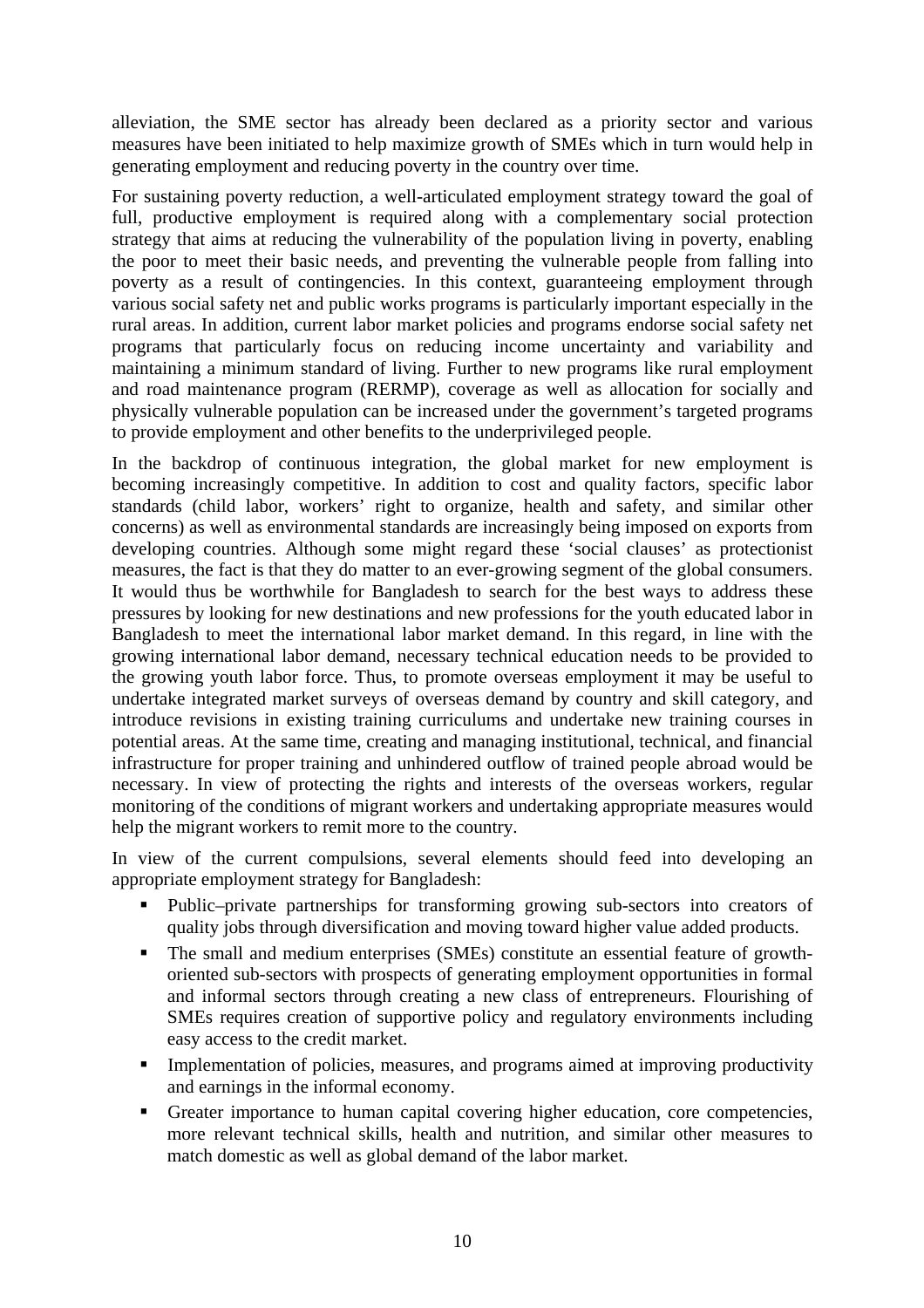alleviation, the SME sector has already been declared as a priority sector and various measures have been initiated to help maximize growth of SMEs which in turn would help in generating employment and reducing poverty in the country over time.

For sustaining poverty reduction, a well-articulated employment strategy toward the goal of full, productive employment is required along with a complementary social protection strategy that aims at reducing the vulnerability of the population living in poverty, enabling the poor to meet their basic needs, and preventing the vulnerable people from falling into poverty as a result of contingencies. In this context, guaranteeing employment through various social safety net and public works programs is particularly important especially in the rural areas. In addition, current labor market policies and programs endorse social safety net programs that particularly focus on reducing income uncertainty and variability and maintaining a minimum standard of living. Further to new programs like rural employment and road maintenance program (RERMP), coverage as well as allocation for socially and physically vulnerable population can be increased under the government's targeted programs to provide employment and other benefits to the underprivileged people.

In the backdrop of continuous integration, the global market for new employment is becoming increasingly competitive. In addition to cost and quality factors, specific labor standards (child labor, workers' right to organize, health and safety, and similar other concerns) as well as environmental standards are increasingly being imposed on exports from developing countries. Although some might regard these 'social clauses' as protectionist measures, the fact is that they do matter to an ever-growing segment of the global consumers. It would thus be worthwhile for Bangladesh to search for the best ways to address these pressures by looking for new destinations and new professions for the youth educated labor in Bangladesh to meet the international labor market demand. In this regard, in line with the growing international labor demand, necessary technical education needs to be provided to the growing youth labor force. Thus, to promote overseas employment it may be useful to undertake integrated market surveys of overseas demand by country and skill category, and introduce revisions in existing training curriculums and undertake new training courses in potential areas. At the same time, creating and managing institutional, technical, and financial infrastructure for proper training and unhindered outflow of trained people abroad would be necessary. In view of protecting the rights and interests of the overseas workers, regular monitoring of the conditions of migrant workers and undertaking appropriate measures would help the migrant workers to remit more to the country.

In view of the current compulsions, several elements should feed into developing an appropriate employment strategy for Bangladesh:

- Public–private partnerships for transforming growing sub-sectors into creators of quality jobs through diversification and moving toward higher value added products.
- The small and medium enterprises (SMEs) constitute an essential feature of growth-oriented sub-sectors with prospects of generating employment opportunities in formal and informal sectors through creating a new class of entrepreneurs. Flourishing of SMEs requires creation of supportive policy and regulatory environments including easy access to the credit market.
- Implementation of policies, measures, and programs aimed at improving productivity and earnings in the informal economy.
- Greater importance to human capital covering higher education, core competencies, more relevant technical skills, health and nutrition, and similar other measures to match domestic as well as global demand of the labor market.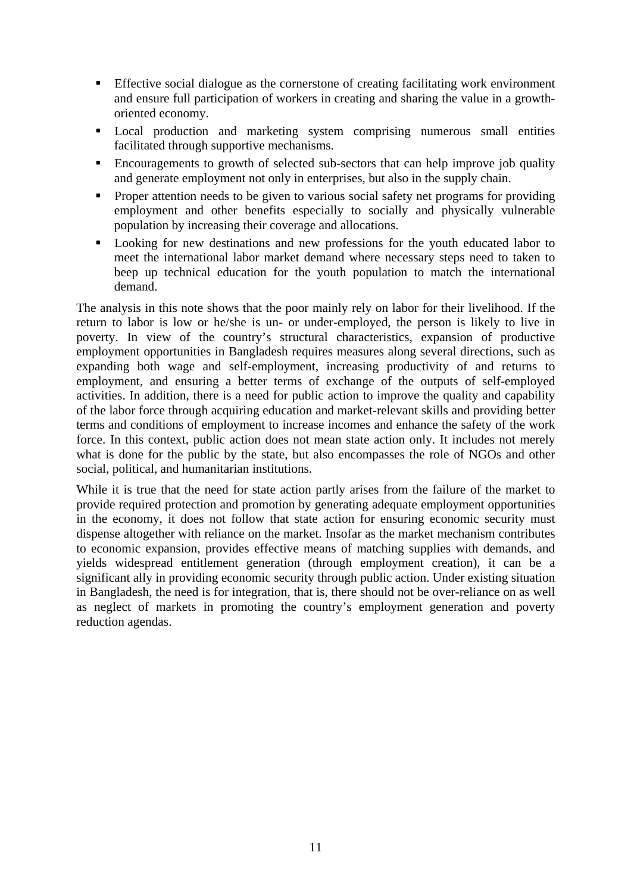- Effective social dialogue as the cornerstone of creating facilitating work environment and ensure full participation of workers in creating and sharing the value in a growth-oriented economy.
- Local production and marketing system comprising numerous small entities facilitated through supportive mechanisms.
- Encouragements to growth of selected sub-sectors that can help improve job quality and generate employment not only in enterprises, but also in the supply chain.
- Proper attention needs to be given to various social safety net programs for providing employment and other benefits especially to socially and physically vulnerable population by increasing their coverage and allocations.
- Looking for new destinations and new professions for the youth educated labor to meet the international labor market demand where necessary steps need to taken to beep up technical education for the youth population to match the international demand.

The analysis in this note shows that the poor mainly rely on labor for their livelihood. If the return to labor is low or he/she is un- or under-employed, the person is likely to live in poverty. In view of the country's structural characteristics, expansion of productive employment opportunities in Bangladesh requires measures along several directions, such as expanding both wage and self-employment, increasing productivity of and returns to employment, and ensuring a better terms of exchange of the outputs of self-employed activities. In addition, there is a need for public action to improve the quality and capability of the labor force through acquiring education and market-relevant skills and providing better terms and conditions of employment to increase incomes and enhance the safety of the work force. In this context, public action does not mean state action only. It includes not merely what is done for the public by the state, but also encompasses the role of NGOs and other social, political, and humanitarian institutions.

While it is true that the need for state action partly arises from the failure of the market to provide required protection and promotion by generating adequate employment opportunities in the economy, it does not follow that state action for ensuring economic security must dispense altogether with reliance on the market. Insofar as the market mechanism contributes to economic expansion, provides effective means of matching supplies with demands, and yields widespread entitlement generation (through employment creation), it can be a significant ally in providing economic security through public action. Under existing situation in Bangladesh, the need is for integration, that is, there should not be over-reliance on as well as neglect of markets in promoting the country's employment generation and poverty reduction agendas.